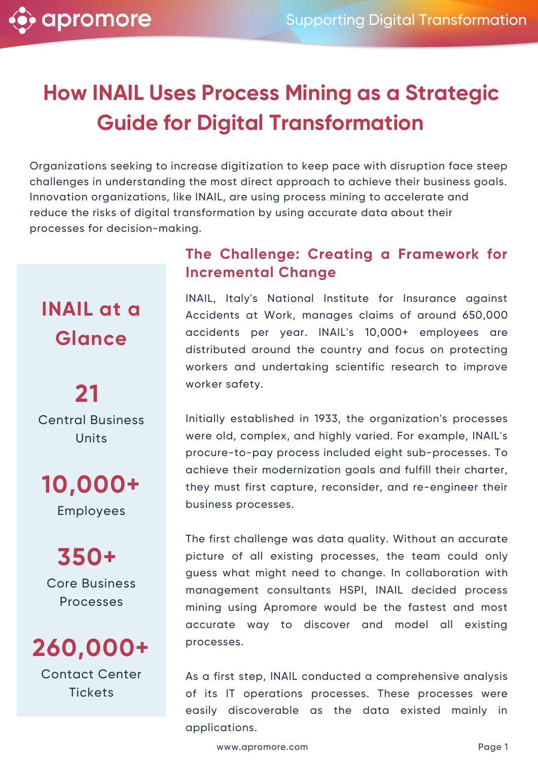# How INAIL Uses Process Mining as a Strategic Guide for Digital Transformation

Organizations seeking to increase digitization to keep pace with disruption face steep challenges in understanding the most direct approach to achieve their business goals. Innovation organizations, like INAIL, are using process mining to accelerate and reduce the risks of digital transformation by using accurate data about their processes for decision-making.

## INAIL at a Glance

**21**
Central Business Units

**10,000+**
Employees

**350+**
Core Business Processes

**260,000+**
Contact Center Tickets

## The Challenge: Creating a Framework for Incremental Change

INAIL, Italy's National Institute for Insurance against Accidents at Work, manages claims of around 650,000 accidents per year. INAIL's 10,000+ employees are distributed around the country and focus on protecting workers and undertaking scientific research to improve worker safety.

Initially established in 1933, the organization's processes were old, complex, and highly varied. For example, INAIL's procure-to-pay process included eight sub-processes. To achieve their modernization goals and fulfill their charter, they must first capture, reconsider, and re-engineer their business processes.

The first challenge was data quality. Without an accurate picture of all existing processes, the team could only guess what might need to change. In collaboration with management consultants HSPI, INAIL decided process mining using Apromore would be the fastest and most accurate way to discover and model all existing processes.

As a first step, INAIL conducted a comprehensive analysis of its IT operations processes. These processes were easily discoverable as the data existed mainly in applications.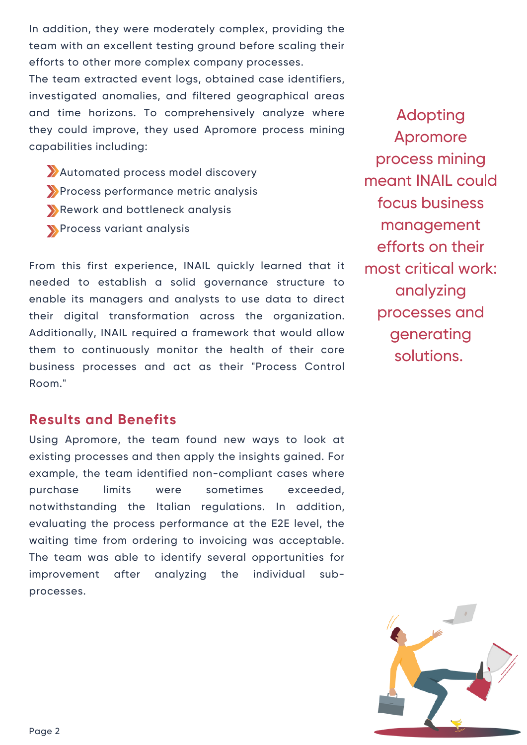In addition, they were moderately complex, providing the team with an excellent testing ground before scaling their efforts to other more complex company processes.

The team extracted event logs, obtained case identifiers, investigated anomalies, and filtered geographical areas and time horizons. To comprehensively analyze where they could improve, they used Apromore process mining capabilities including:

- Automated process model discovery
- Process performance metric analysis
- Rework and bottleneck analysis
- Process variant analysis

From this first experience, INAIL quickly learned that it needed to establish a solid governance structure to enable its managers and analysts to use data to direct their digital transformation across the organization. Additionally, INAIL required a framework that would allow them to continuously monitor the health of their core business processes and act as their "Process Control Room."

> Adopting Apromore process mining meant INAIL could focus business management efforts on their most critical work: analyzing processes and generating solutions.

## Results and Benefits

Using Apromore, the team found new ways to look at existing processes and then apply the insights gained. For example, the team identified non-compliant cases where purchase limits were sometimes exceeded, notwithstanding the Italian regulations. In addition, evaluating the process performance at the E2E level, the waiting time from ordering to invoicing was acceptable. The team was able to identify several opportunities for improvement after analyzing the individual sub-processes.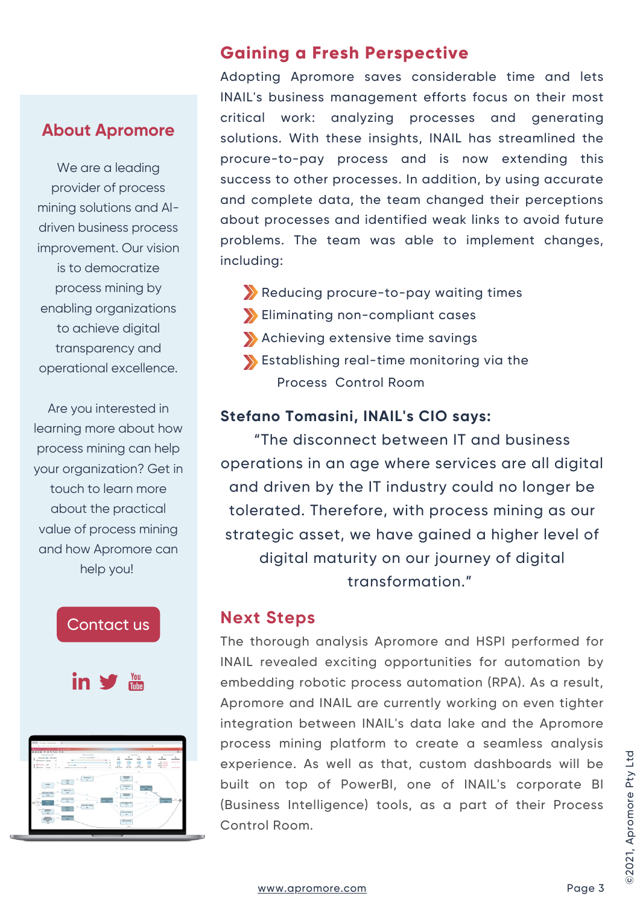## Gaining a Fresh Perspective

Adopting Apromore saves considerable time and lets INAIL's business management efforts focus on their most critical work: analyzing processes and generating solutions. With these insights, INAIL has streamlined the procure-to-pay process and is now extending this success to other processes. In addition, by using accurate and complete data, the team changed their perceptions about processes and identified weak links to avoid future problems. The team was able to implement changes, including:

- Reducing procure-to-pay waiting times
- Eliminating non-compliant cases
- Achieving extensive time savings
- Establishing real-time monitoring via the Process Control Room

**Stefano Tomasini, INAIL's CIO says:**

"The disconnect between IT and business operations in an age where services are all digital and driven by the IT industry could no longer be tolerated. Therefore, with process mining as our strategic asset, we have gained a higher level of digital maturity on our journey of digital transformation."

## Next Steps

The thorough analysis Apromore and HSPI performed for INAIL revealed exciting opportunities for automation by embedding robotic process automation (RPA). As a result, Apromore and INAIL are currently working on even tighter integration between INAIL's data lake and the Apromore process mining platform to create a seamless analysis experience. As well as that, custom dashboards will be built on top of PowerBI, one of INAIL's corporate BI (Business Intelligence) tools, as a part of their Process Control Room.

## About Apromore

We are a leading provider of process mining solutions and AI-driven business process improvement. Our vision is to democratize process mining by enabling organizations to achieve digital transparency and operational excellence.

Are you interested in learning more about how process mining can help your organization? Get in touch to learn more about the practical value of process mining and how Apromore can help you!

Contact us

www.apromore.com

©2021, Apromore Pty Ltd